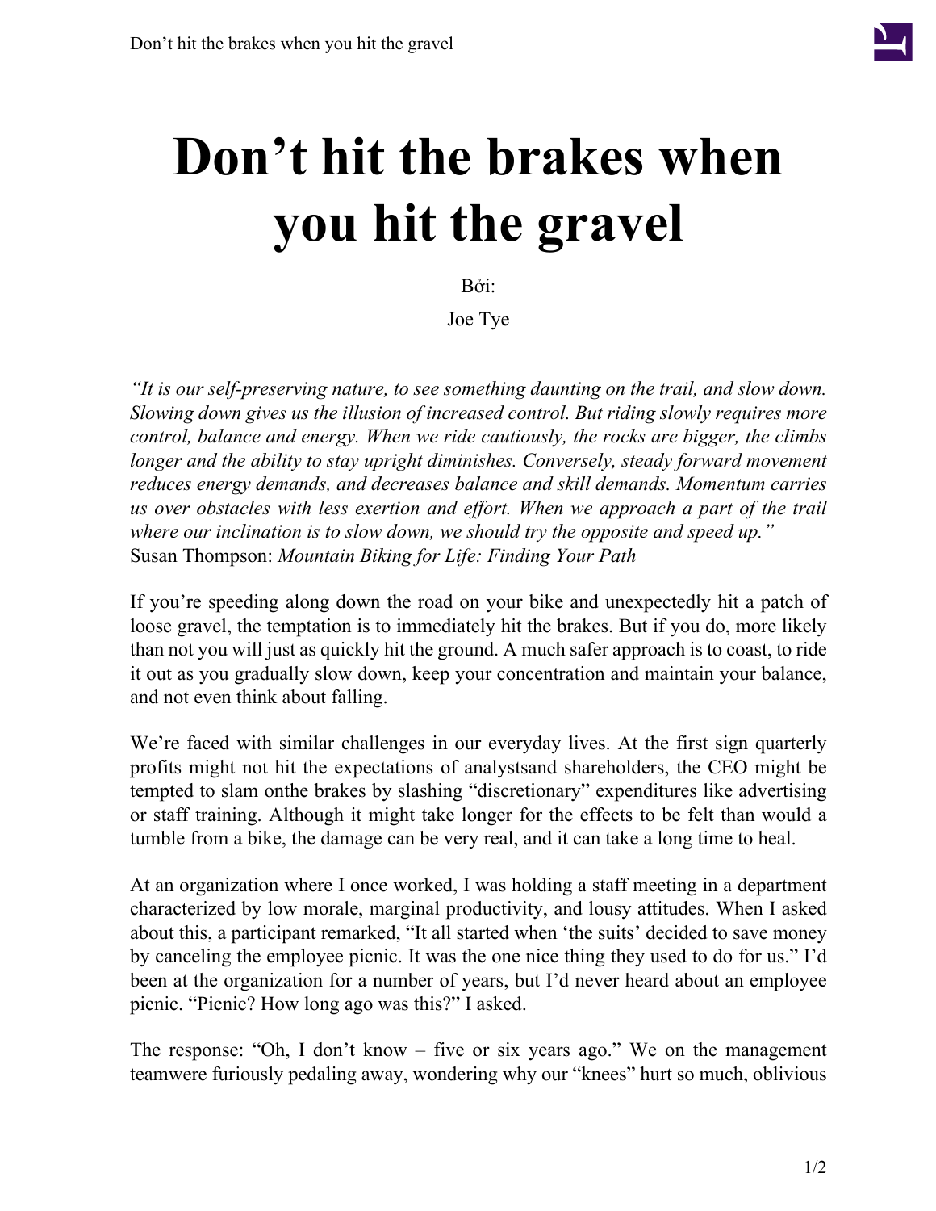# Don't hit the brakes when you hit the gravel

Bởi:

Joe Tye

*"It is our self-preserving nature, to see something daunting on the trail, and slow down. Slowing down gives us the illusion of increased control. But riding slowly requires more control, balance and energy. When we ride cautiously, the rocks are bigger, the climbs longer and the ability to stay upright diminishes. Conversely, steady forward movement reduces energy demands, and decreases balance and skill demands. Momentum carries us over obstacles with less exertion and effort. When we approach a part of the trail where our inclination is to slow down, we should try the opposite and speed up."* Susan Thompson: *Mountain Biking for Life: Finding Your Path*

If you're speeding along down the road on your bike and unexpectedly hit a patch of loose gravel, the temptation is to immediately hit the brakes. But if you do, more likely than not you will just as quickly hit the ground. A much safer approach is to coast, to ride it out as you gradually slow down, keep your concentration and maintain your balance, and not even think about falling.

We're faced with similar challenges in our everyday lives. At the first sign quarterly profits might not hit the expectations of analystsand shareholders, the CEO might be tempted to slam onthe brakes by slashing "discretionary" expenditures like advertising or staff training. Although it might take longer for the effects to be felt than would a tumble from a bike, the damage can be very real, and it can take a long time to heal.

At an organization where I once worked, I was holding a staff meeting in a department characterized by low morale, marginal productivity, and lousy attitudes. When I asked about this, a participant remarked, "It all started when 'the suits' decided to save money by canceling the employee picnic. It was the one nice thing they used to do for us." I'd been at the organization for a number of years, but I'd never heard about an employee picnic. "Picnic? How long ago was this?" I asked.

The response: "Oh, I don't know – five or six years ago." We on the management teamwere furiously pedaling away, wondering why our "knees" hurt so much, oblivious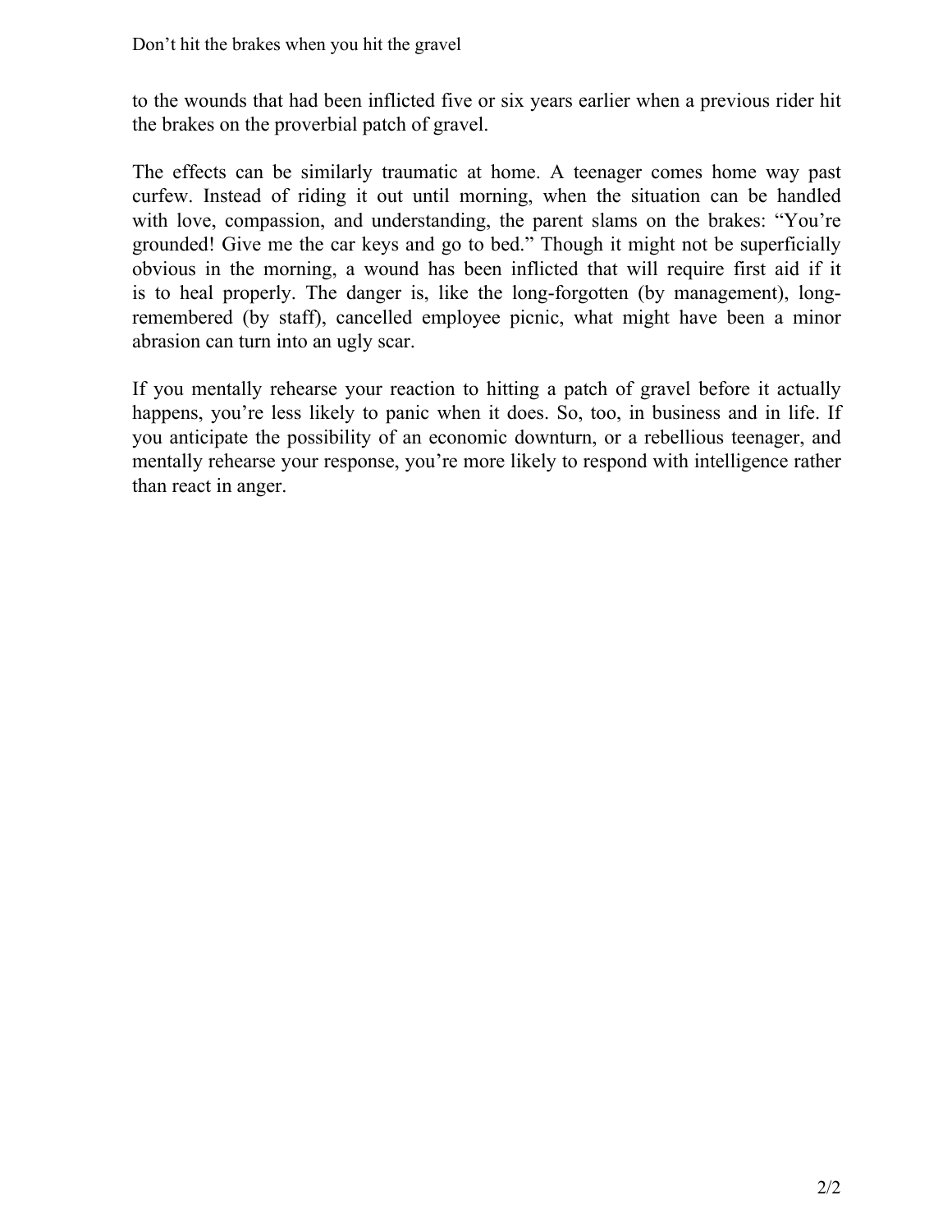to the wounds that had been inflicted five or six years earlier when a previous rider hit the brakes on the proverbial patch of gravel.

The effects can be similarly traumatic at home. A teenager comes home way past curfew. Instead of riding it out until morning, when the situation can be handled with love, compassion, and understanding, the parent slams on the brakes: “You’re grounded! Give me the car keys and go to bed.” Though it might not be superficially obvious in the morning, a wound has been inflicted that will require first aid if it is to heal properly. The danger is, like the long-forgotten (by management), long-remembered (by staff), cancelled employee picnic, what might have been a minor abrasion can turn into an ugly scar.

If you mentally rehearse your reaction to hitting a patch of gravel before it actually happens, you’re less likely to panic when it does. So, too, in business and in life. If you anticipate the possibility of an economic downturn, or a rebellious teenager, and mentally rehearse your response, you’re more likely to respond with intelligence rather than react in anger.